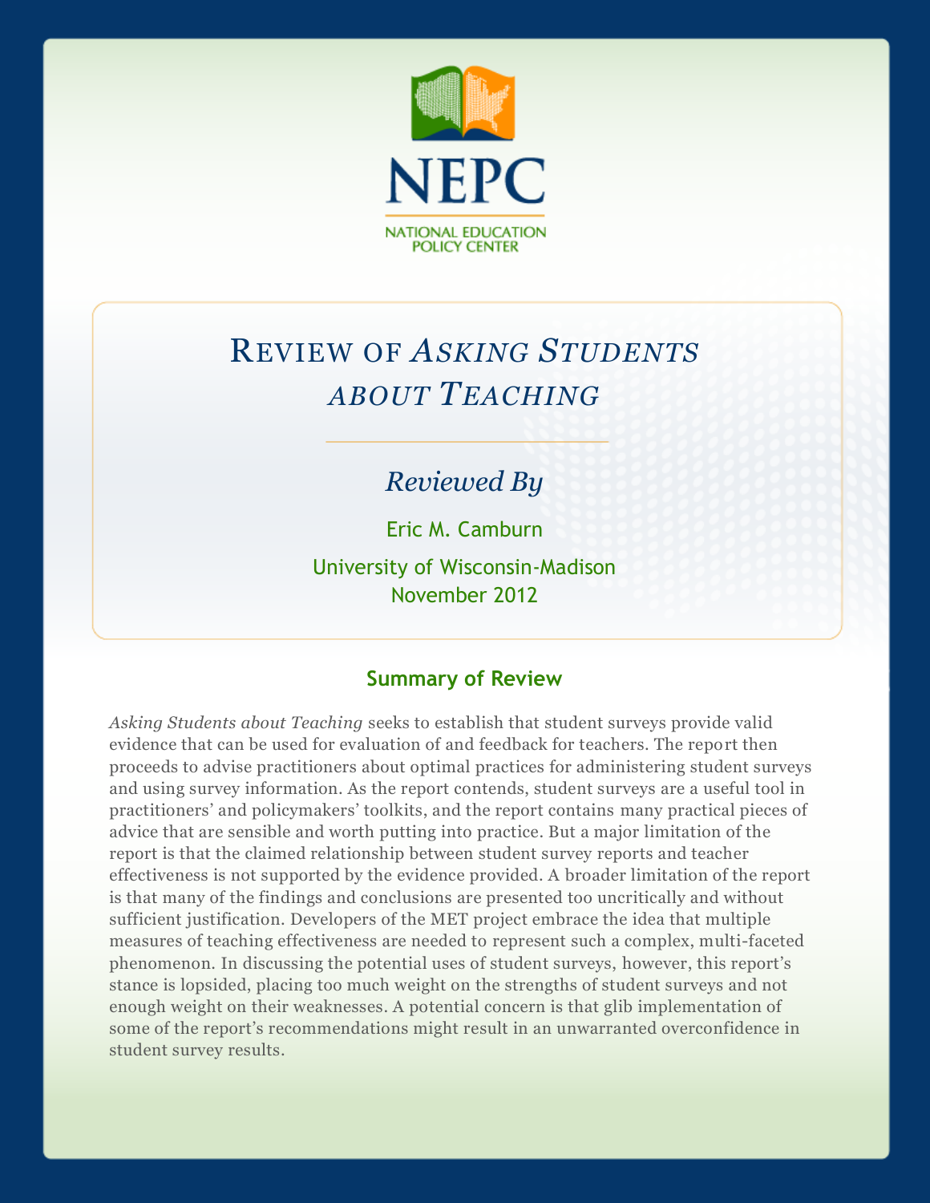NEPC

NATIONAL EDUCATION POLICY CENTER

# Review of *Asking Students about Teaching*

## *Reviewed By*

Eric M. Camburn

University of Wisconsin-Madison

November 2012

### Summary of Review

*Asking Students about Teaching* seeks to establish that student surveys provide valid evidence that can be used for evaluation of and feedback for teachers. The report then proceeds to advise practitioners about optimal practices for administering student surveys and using survey information. As the report contends, student surveys are a useful tool in practitioners' and policymakers' toolkits, and the report contains many practical pieces of advice that are sensible and worth putting into practice. But a major limitation of the report is that the claimed relationship between student survey reports and teacher effectiveness is not supported by the evidence provided. A broader limitation of the report is that many of the findings and conclusions are presented too uncritically and without sufficient justification. Developers of the MET project embrace the idea that multiple measures of teaching effectiveness are needed to represent such a complex, multi-faceted phenomenon. In discussing the potential uses of student surveys, however, this report's stance is lopsided, placing too much weight on the strengths of student surveys and not enough weight on their weaknesses. A potential concern is that glib implementation of some of the report's recommendations might result in an unwarranted overconfidence in student survey results.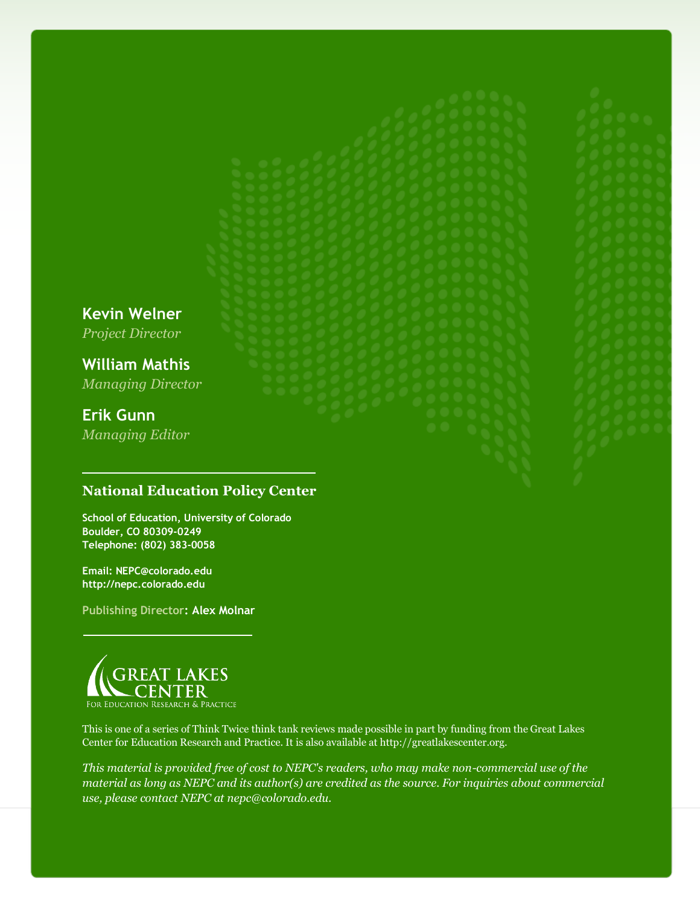**Kevin Welner**
*Project Director*

**William Mathis**
*Managing Director*

**Erik Gunn**
*Managing Editor*

## National Education Policy Center

**School of Education, University of Colorado**
**Boulder, CO 80309-0249**
**Telephone: (802) 383-0058**

**Email: NEPC@colorado.edu**
**http://nepc.colorado.edu**

**Publishing Director: Alex Molnar**

GREAT LAKES CENTER
For Education Research & Practice

This is one of a series of Think Twice think tank reviews made possible in part by funding from the Great Lakes Center for Education Research and Practice. It is also available at http://greatlakescenter.org.

*This material is provided free of cost to NEPC's readers, who may make non-commercial use of the material as long as NEPC and its author(s) are credited as the source. For inquiries about commercial use, please contact NEPC at nepc@colorado.edu.*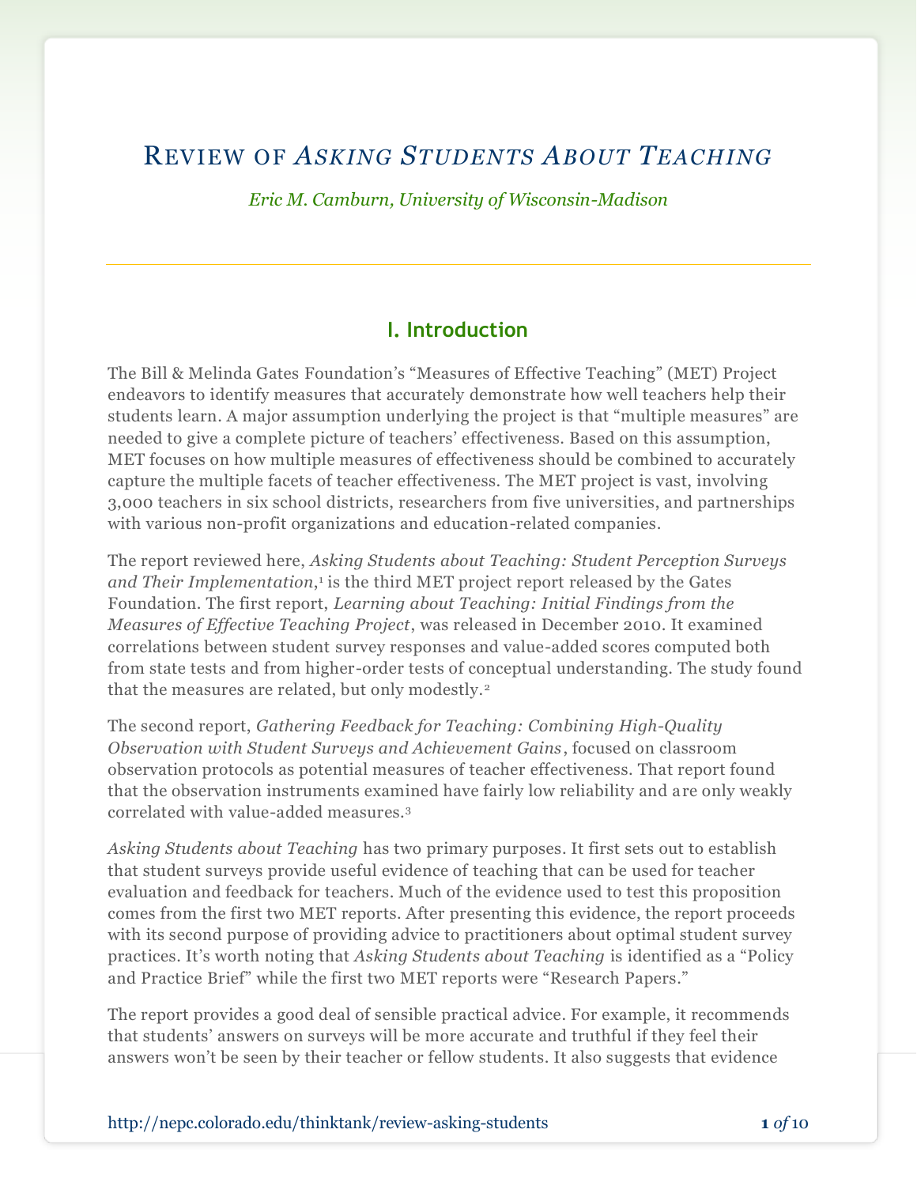# Review of *Asking Students About Teaching*

*Eric M. Camburn, University of Wisconsin-Madison*

## I. Introduction

The Bill & Melinda Gates Foundation's "Measures of Effective Teaching" (MET) Project endeavors to identify measures that accurately demonstrate how well teachers help their students learn. A major assumption underlying the project is that "multiple measures" are needed to give a complete picture of teachers' effectiveness. Based on this assumption, MET focuses on how multiple measures of effectiveness should be combined to accurately capture the multiple facets of teacher effectiveness. The MET project is vast, involving 3,000 teachers in six school districts, researchers from five universities, and partnerships with various non-profit organizations and education-related companies.

The report reviewed here, *Asking Students about Teaching: Student Perception Surveys and Their Implementation*,[1] is the third MET project report released by the Gates Foundation. The first report, *Learning about Teaching: Initial Findings from the Measures of Effective Teaching Project*, was released in December 2010. It examined correlations between student survey responses and value-added scores computed both from state tests and from higher-order tests of conceptual understanding. The study found that the measures are related, but only modestly.[2]

The second report, *Gathering Feedback for Teaching: Combining High-Quality Observation with Student Surveys and Achievement Gains*, focused on classroom observation protocols as potential measures of teacher effectiveness. That report found that the observation instruments examined have fairly low reliability and are only weakly correlated with value-added measures.[3]

*Asking Students about Teaching* has two primary purposes. It first sets out to establish that student surveys provide useful evidence of teaching that can be used for teacher evaluation and feedback for teachers. Much of the evidence used to test this proposition comes from the first two MET reports. After presenting this evidence, the report proceeds with its second purpose of providing advice to practitioners about optimal student survey practices. It's worth noting that *Asking Students about Teaching* is identified as a "Policy and Practice Brief" while the first two MET reports were "Research Papers."

The report provides a good deal of sensible practical advice. For example, it recommends that students' answers on surveys will be more accurate and truthful if they feel their answers won't be seen by their teacher or fellow students. It also suggests that evidence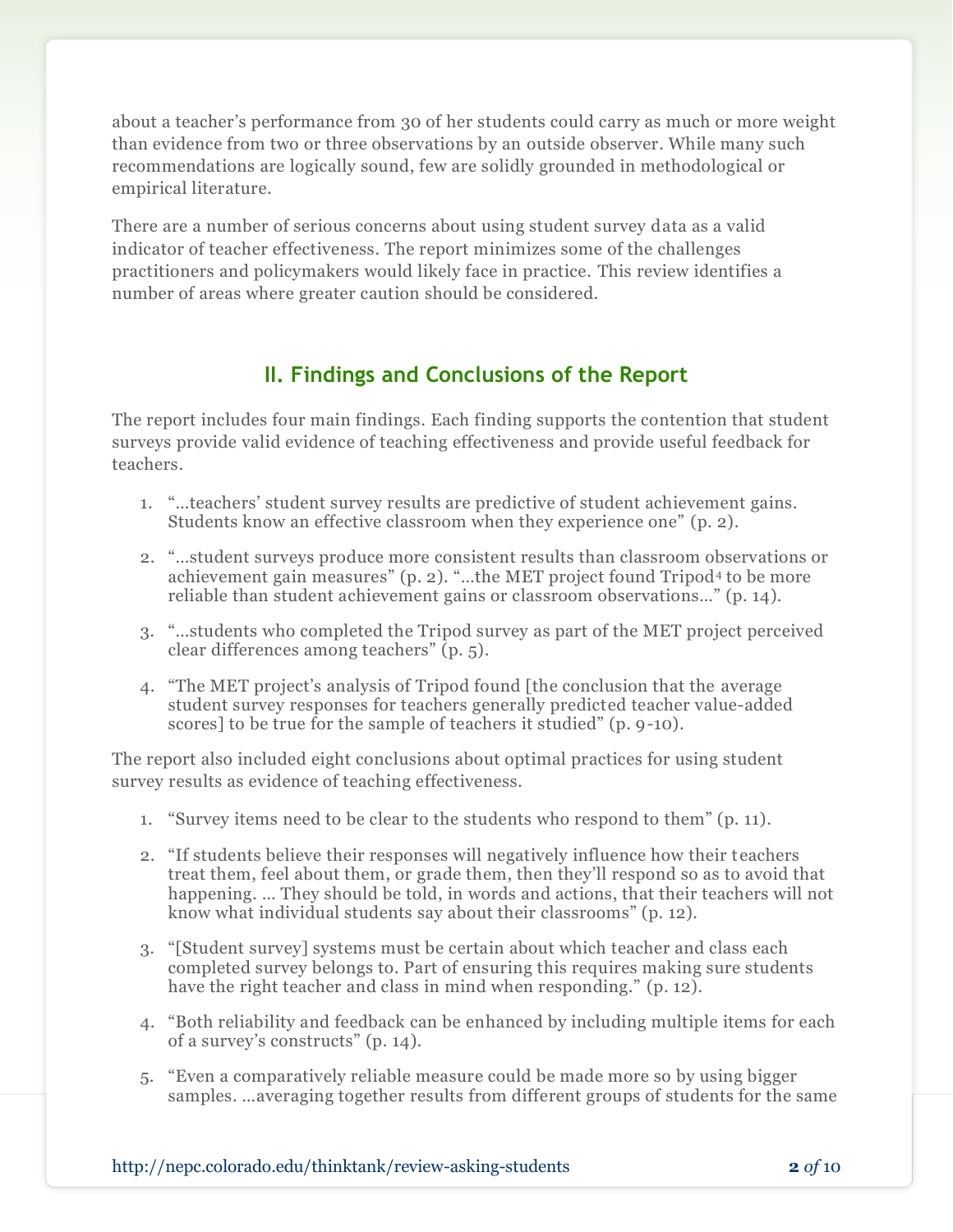about a teacher's performance from 30 of her students could carry as much or more weight than evidence from two or three observations by an outside observer. While many such recommendations are logically sound, few are solidly grounded in methodological or empirical literature.

There are a number of serious concerns about using student survey data as a valid indicator of teacher effectiveness. The report minimizes some of the challenges practitioners and policymakers would likely face in practice. This review identifies a number of areas where greater caution should be considered.

## II. Findings and Conclusions of the Report

The report includes four main findings. Each finding supports the contention that student surveys provide valid evidence of teaching effectiveness and provide useful feedback for teachers.

1. "…teachers' student survey results are predictive of student achievement gains. Students know an effective classroom when they experience one" (p. 2).
2. "…student surveys produce more consistent results than classroom observations or achievement gain measures" (p. 2). "…the MET project found Tripod[4] to be more reliable than student achievement gains or classroom observations…" (p. 14).
3. "…students who completed the Tripod survey as part of the MET project perceived clear differences among teachers" (p. 5).
4. "The MET project's analysis of Tripod found [the conclusion that the average student survey responses for teachers generally predicted teacher value-added scores] to be true for the sample of teachers it studied" (p. 9-10).

The report also included eight conclusions about optimal practices for using student survey results as evidence of teaching effectiveness.

1. "Survey items need to be clear to the students who respond to them" (p. 11).
2. "If students believe their responses will negatively influence how their teachers treat them, feel about them, or grade them, then they'll respond so as to avoid that happening. … They should be told, in words and actions, that their teachers will not know what individual students say about their classrooms" (p. 12).
3. "[Student survey] systems must be certain about which teacher and class each completed survey belongs to. Part of ensuring this requires making sure students have the right teacher and class in mind when responding." (p. 12).
4. "Both reliability and feedback can be enhanced by including multiple items for each of a survey's constructs" (p. 14).
5. "Even a comparatively reliable measure could be made more so by using bigger samples. …averaging together results from different groups of students for the same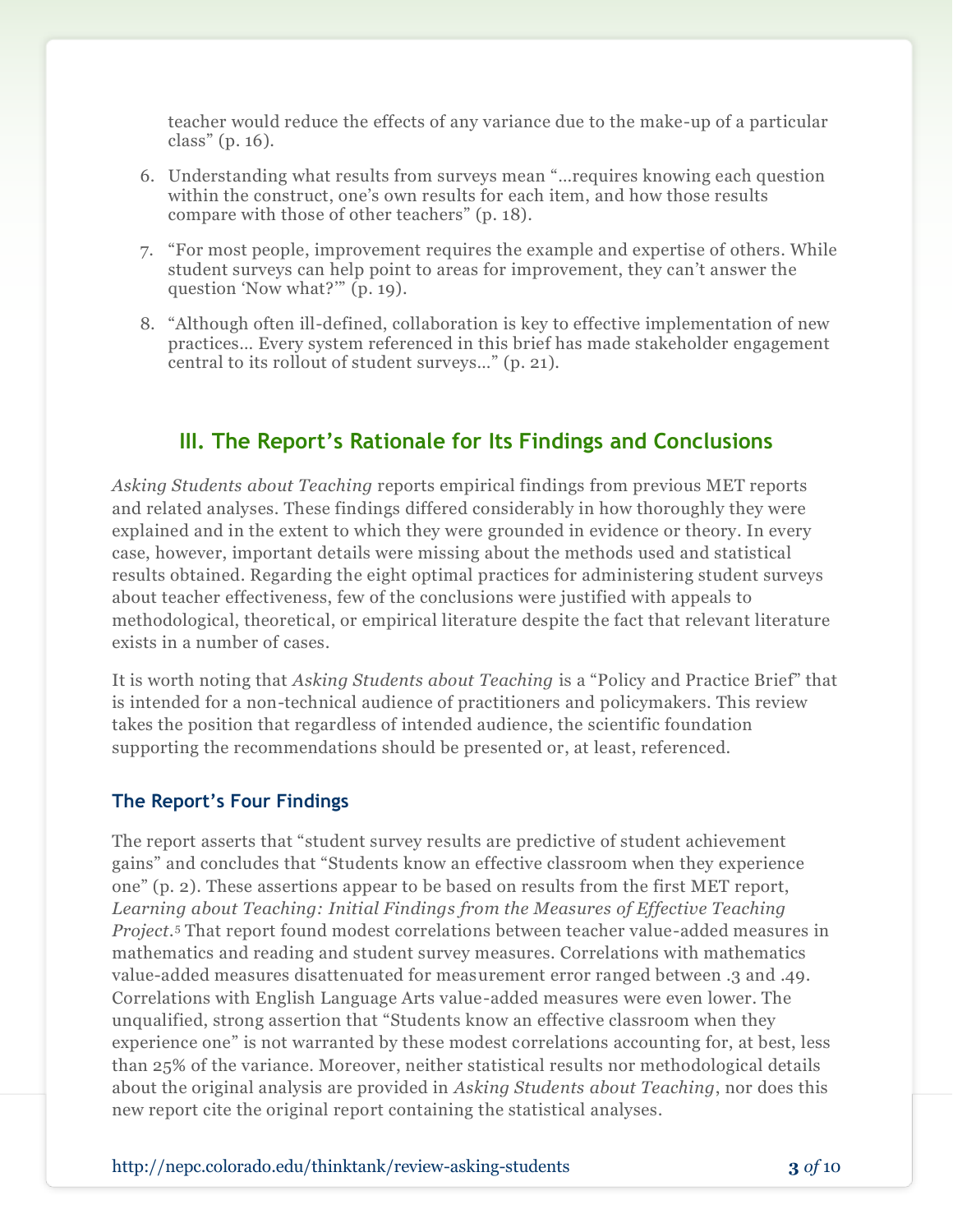teacher would reduce the effects of any variance due to the make-up of a particular class" (p. 16).

6. Understanding what results from surveys mean "…requires knowing each question within the construct, one's own results for each item, and how those results compare with those of other teachers" (p. 18).

7. "For most people, improvement requires the example and expertise of others. While student surveys can help point to areas for improvement, they can't answer the question 'Now what?'" (p. 19).

8. "Although often ill-defined, collaboration is key to effective implementation of new practices… Every system referenced in this brief has made stakeholder engagement central to its rollout of student surveys…" (p. 21).

## III. The Report's Rationale for Its Findings and Conclusions

*Asking Students about Teaching* reports empirical findings from previous MET reports and related analyses. These findings differed considerably in how thoroughly they were explained and in the extent to which they were grounded in evidence or theory. In every case, however, important details were missing about the methods used and statistical results obtained. Regarding the eight optimal practices for administering student surveys about teacher effectiveness, few of the conclusions were justified with appeals to methodological, theoretical, or empirical literature despite the fact that relevant literature exists in a number of cases.

It is worth noting that *Asking Students about Teaching* is a "Policy and Practice Brief" that is intended for a non-technical audience of practitioners and policymakers. This review takes the position that regardless of intended audience, the scientific foundation supporting the recommendations should be presented or, at least, referenced.

### The Report's Four Findings

The report asserts that "student survey results are predictive of student achievement gains" and concludes that "Students know an effective classroom when they experience one" (p. 2). These assertions appear to be based on results from the first MET report, *Learning about Teaching: Initial Findings from the Measures of Effective Teaching Project*.[5] That report found modest correlations between teacher value-added measures in mathematics and reading and student survey measures. Correlations with mathematics value-added measures disattenuated for measurement error ranged between .3 and .49. Correlations with English Language Arts value-added measures were even lower. The unqualified, strong assertion that "Students know an effective classroom when they experience one" is not warranted by these modest correlations accounting for, at best, less than 25% of the variance. Moreover, neither statistical results nor methodological details about the original analysis are provided in *Asking Students about Teaching*, nor does this new report cite the original report containing the statistical analyses.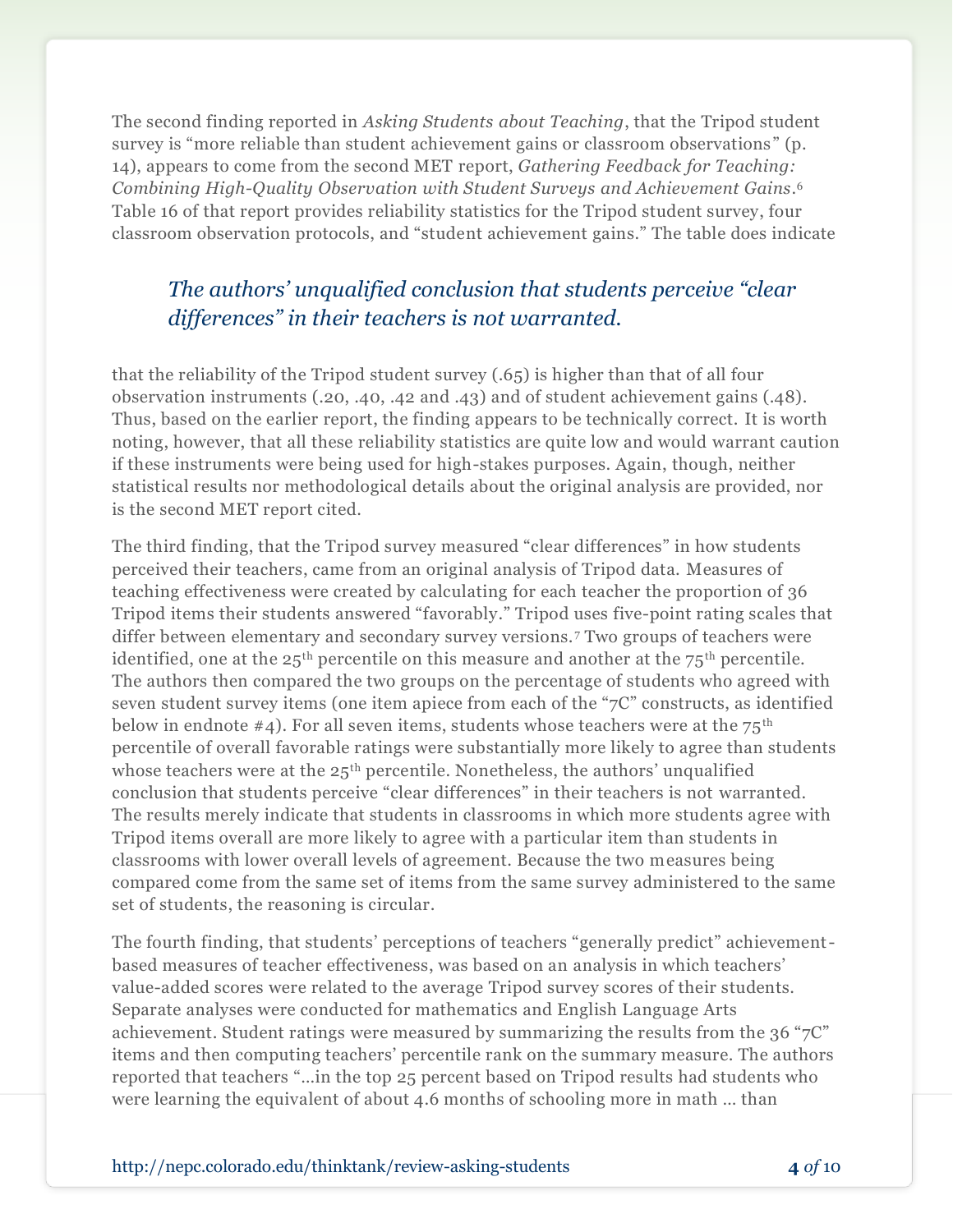The second finding reported in *Asking Students about Teaching*, that the Tripod student survey is "more reliable than student achievement gains or classroom observations" (p. 14), appears to come from the second MET report, *Gathering Feedback for Teaching: Combining High-Quality Observation with Student Surveys and Achievement Gains*.[6] Table 16 of that report provides reliability statistics for the Tripod student survey, four classroom observation protocols, and "student achievement gains." The table does indicate that the reliability of the Tripod student survey (.65) is higher than that of all four observation instruments (.20, .40, .42 and .43) and of student achievement gains (.48). Thus, based on the earlier report, the finding appears to be technically correct. It is worth noting, however, that all these reliability statistics are quite low and would warrant caution if these instruments were being used for high-stakes purposes. Again, though, neither statistical results nor methodological details about the original analysis are provided, nor is the second MET report cited.

> *The authors' unqualified conclusion that students perceive "clear differences" in their teachers is not warranted.*

The third finding, that the Tripod survey measured "clear differences" in how students perceived their teachers, came from an original analysis of Tripod data. Measures of teaching effectiveness were created by calculating for each teacher the proportion of 36 Tripod items their students answered "favorably." Tripod uses five-point rating scales that differ between elementary and secondary survey versions.[7] Two groups of teachers were identified, one at the 25th percentile on this measure and another at the 75th percentile. The authors then compared the two groups on the percentage of students who agreed with seven student survey items (one item apiece from each of the "7C" constructs, as identified below in endnote #4). For all seven items, students whose teachers were at the 75th percentile of overall favorable ratings were substantially more likely to agree than students whose teachers were at the 25th percentile. Nonetheless, the authors' unqualified conclusion that students perceive "clear differences" in their teachers is not warranted. The results merely indicate that students in classrooms in which more students agree with Tripod items overall are more likely to agree with a particular item than students in classrooms with lower overall levels of agreement. Because the two measures being compared come from the same set of items from the same survey administered to the same set of students, the reasoning is circular.

The fourth finding, that students' perceptions of teachers "generally predict" achievement-based measures of teacher effectiveness, was based on an analysis in which teachers' value-added scores were related to the average Tripod survey scores of their students. Separate analyses were conducted for mathematics and English Language Arts achievement. Student ratings were measured by summarizing the results from the 36 "7C" items and then computing teachers' percentile rank on the summary measure. The authors reported that teachers "…in the top 25 percent based on Tripod results had students who were learning the equivalent of about 4.6 months of schooling more in math … than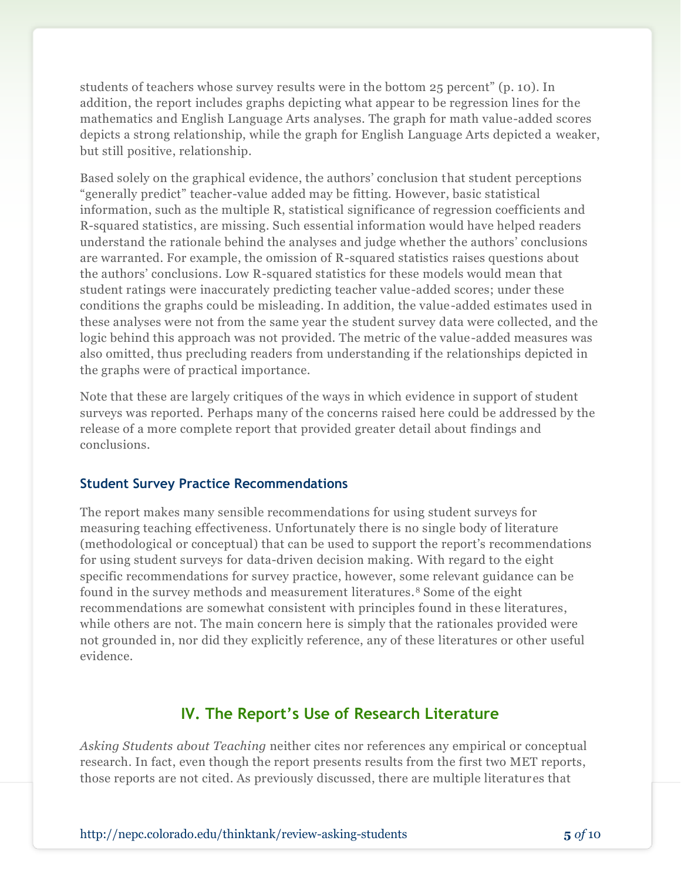students of teachers whose survey results were in the bottom 25 percent" (p. 10). In addition, the report includes graphs depicting what appear to be regression lines for the mathematics and English Language Arts analyses. The graph for math value-added scores depicts a strong relationship, while the graph for English Language Arts depicted a weaker, but still positive, relationship.

Based solely on the graphical evidence, the authors' conclusion that student perceptions "generally predict" teacher-value added may be fitting. However, basic statistical information, such as the multiple R, statistical significance of regression coefficients and R-squared statistics, are missing. Such essential information would have helped readers understand the rationale behind the analyses and judge whether the authors' conclusions are warranted. For example, the omission of R-squared statistics raises questions about the authors' conclusions. Low R-squared statistics for these models would mean that student ratings were inaccurately predicting teacher value-added scores; under these conditions the graphs could be misleading. In addition, the value-added estimates used in these analyses were not from the same year the student survey data were collected, and the logic behind this approach was not provided. The metric of the value-added measures was also omitted, thus precluding readers from understanding if the relationships depicted in the graphs were of practical importance.

Note that these are largely critiques of the ways in which evidence in support of student surveys was reported. Perhaps many of the concerns raised here could be addressed by the release of a more complete report that provided greater detail about findings and conclusions.

### Student Survey Practice Recommendations

The report makes many sensible recommendations for using student surveys for measuring teaching effectiveness. Unfortunately there is no single body of literature (methodological or conceptual) that can be used to support the report's recommendations for using student surveys for data-driven decision making. With regard to the eight specific recommendations for survey practice, however, some relevant guidance can be found in the survey methods and measurement literatures.[8] Some of the eight recommendations are somewhat consistent with principles found in these literatures, while others are not. The main concern here is simply that the rationales provided were not grounded in, nor did they explicitly reference, any of these literatures or other useful evidence.

## IV. The Report's Use of Research Literature

*Asking Students about Teaching* neither cites nor references any empirical or conceptual research. In fact, even though the report presents results from the first two MET reports, those reports are not cited. As previously discussed, there are multiple literatures that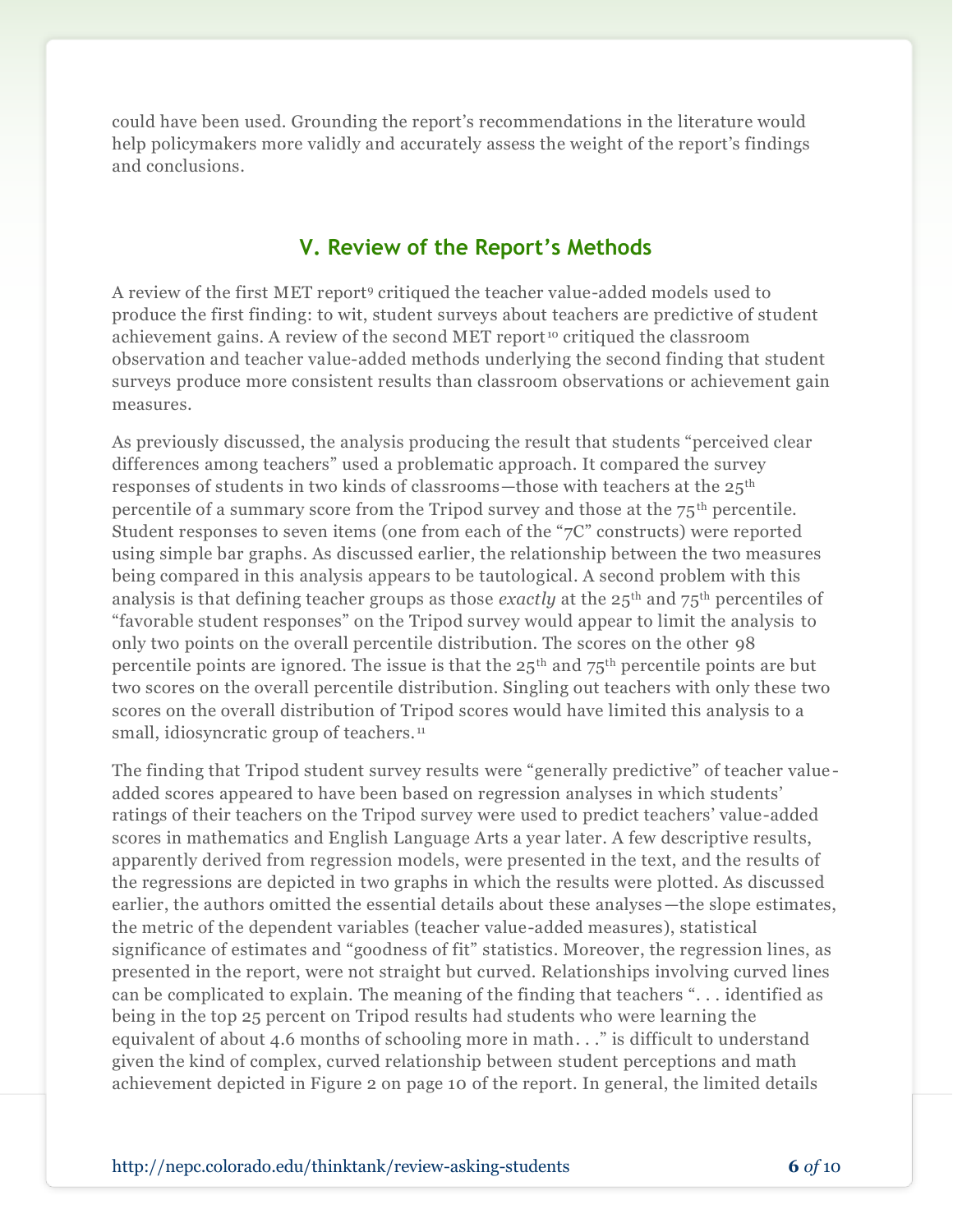could have been used. Grounding the report's recommendations in the literature would help policymakers more validly and accurately assess the weight of the report's findings and conclusions.

## V. Review of the Report's Methods

A review of the first MET report[9] critiqued the teacher value-added models used to produce the first finding: to wit, student surveys about teachers are predictive of student achievement gains. A review of the second MET report[10] critiqued the classroom observation and teacher value-added methods underlying the second finding that student surveys produce more consistent results than classroom observations or achievement gain measures.

As previously discussed, the analysis producing the result that students "perceived clear differences among teachers" used a problematic approach. It compared the survey responses of students in two kinds of classrooms—those with teachers at the 25th percentile of a summary score from the Tripod survey and those at the 75th percentile. Student responses to seven items (one from each of the "7C" constructs) were reported using simple bar graphs. As discussed earlier, the relationship between the two measures being compared in this analysis appears to be tautological. A second problem with this analysis is that defining teacher groups as those *exactly* at the 25th and 75th percentiles of "favorable student responses" on the Tripod survey would appear to limit the analysis to only two points on the overall percentile distribution. The scores on the other 98 percentile points are ignored. The issue is that the 25th and 75th percentile points are but two scores on the overall percentile distribution. Singling out teachers with only these two scores on the overall distribution of Tripod scores would have limited this analysis to a small, idiosyncratic group of teachers.[11]

The finding that Tripod student survey results were "generally predictive" of teacher value-added scores appeared to have been based on regression analyses in which students' ratings of their teachers on the Tripod survey were used to predict teachers' value-added scores in mathematics and English Language Arts a year later. A few descriptive results, apparently derived from regression models, were presented in the text, and the results of the regressions are depicted in two graphs in which the results were plotted. As discussed earlier, the authors omitted the essential details about these analyses—the slope estimates, the metric of the dependent variables (teacher value-added measures), statistical significance of estimates and "goodness of fit" statistics. Moreover, the regression lines, as presented in the report, were not straight but curved. Relationships involving curved lines can be complicated to explain. The meaning of the finding that teachers ". . . identified as being in the top 25 percent on Tripod results had students who were learning the equivalent of about 4.6 months of schooling more in math. . ." is difficult to understand given the kind of complex, curved relationship between student perceptions and math achievement depicted in Figure 2 on page 10 of the report. In general, the limited details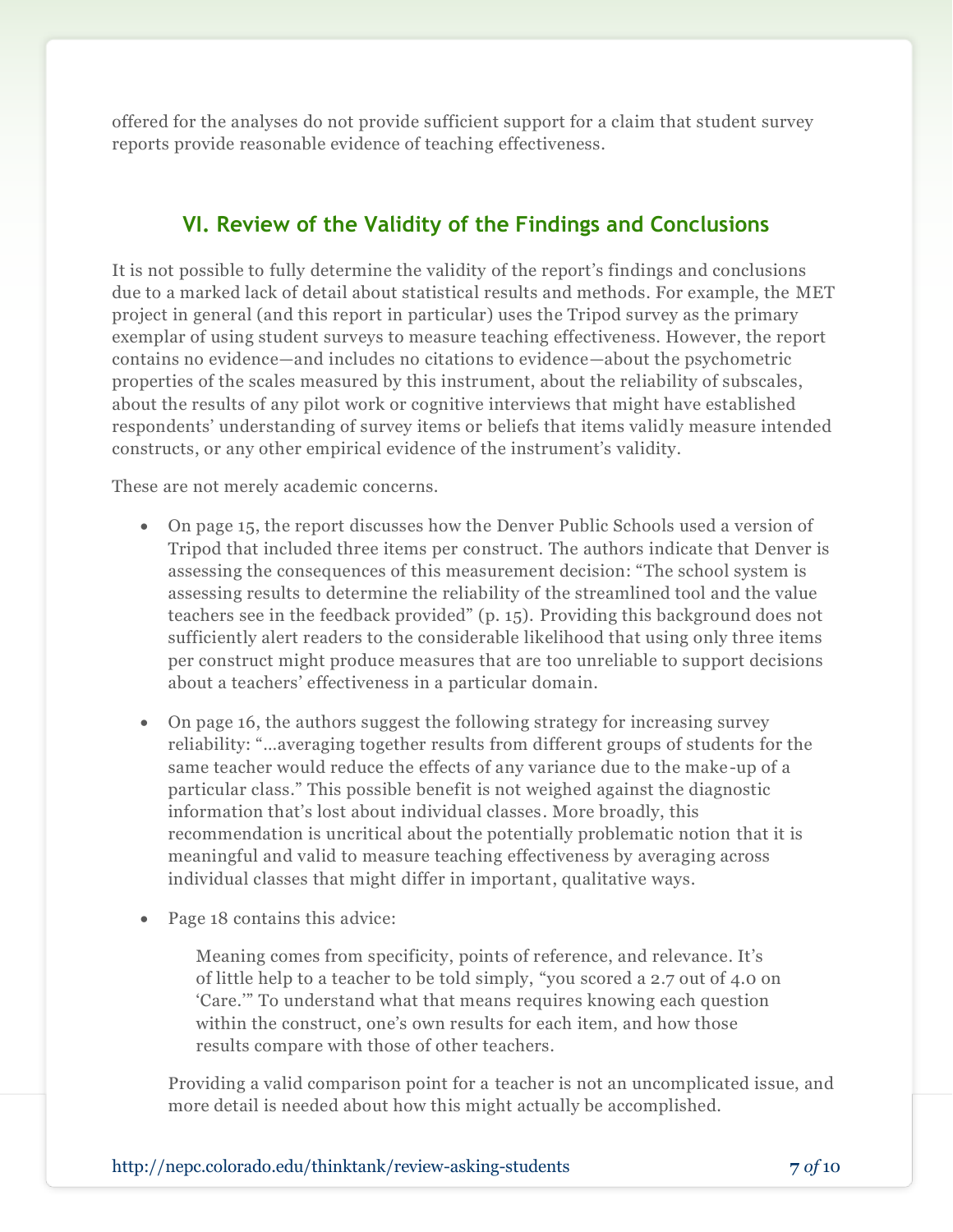offered for the analyses do not provide sufficient support for a claim that student survey reports provide reasonable evidence of teaching effectiveness.

## VI. Review of the Validity of the Findings and Conclusions

It is not possible to fully determine the validity of the report's findings and conclusions due to a marked lack of detail about statistical results and methods. For example, the MET project in general (and this report in particular) uses the Tripod survey as the primary exemplar of using student surveys to measure teaching effectiveness. However, the report contains no evidence—and includes no citations to evidence—about the psychometric properties of the scales measured by this instrument, about the reliability of subscales, about the results of any pilot work or cognitive interviews that might have established respondents' understanding of survey items or beliefs that items validly measure intended constructs, or any other empirical evidence of the instrument's validity.

These are not merely academic concerns.

- On page 15, the report discusses how the Denver Public Schools used a version of Tripod that included three items per construct. The authors indicate that Denver is assessing the consequences of this measurement decision: "The school system is assessing results to determine the reliability of the streamlined tool and the value teachers see in the feedback provided" (p. 15). Providing this background does not sufficiently alert readers to the considerable likelihood that using only three items per construct might produce measures that are too unreliable to support decisions about a teachers' effectiveness in a particular domain.

- On page 16, the authors suggest the following strategy for increasing survey reliability: "…averaging together results from different groups of students for the same teacher would reduce the effects of any variance due to the make-up of a particular class." This possible benefit is not weighed against the diagnostic information that's lost about individual classes. More broadly, this recommendation is uncritical about the potentially problematic notion that it is meaningful and valid to measure teaching effectiveness by averaging across individual classes that might differ in important, qualitative ways.

- Page 18 contains this advice:

  > Meaning comes from specificity, points of reference, and relevance. It's of little help to a teacher to be told simply, "you scored a 2.7 out of 4.0 on 'Care.'" To understand what that means requires knowing each question within the construct, one's own results for each item, and how those results compare with those of other teachers.

  Providing a valid comparison point for a teacher is not an uncomplicated issue, and more detail is needed about how this might actually be accomplished.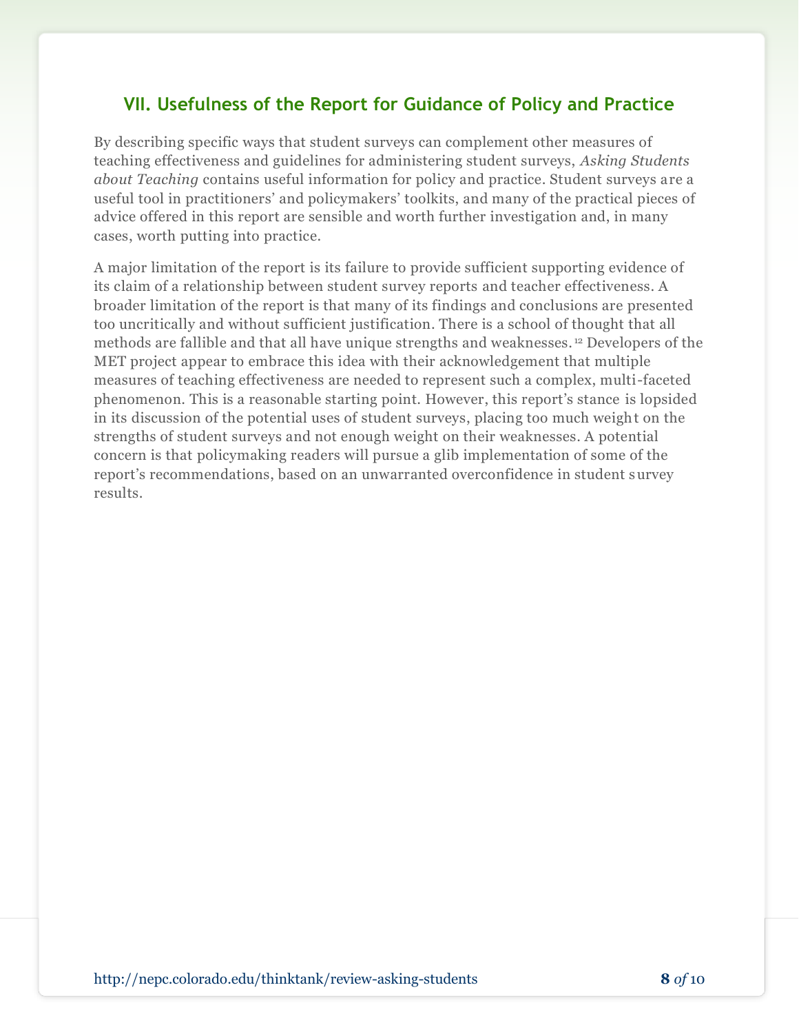## VII. Usefulness of the Report for Guidance of Policy and Practice

By describing specific ways that student surveys can complement other measures of teaching effectiveness and guidelines for administering student surveys, *Asking Students about Teaching* contains useful information for policy and practice. Student surveys are a useful tool in practitioners' and policymakers' toolkits, and many of the practical pieces of advice offered in this report are sensible and worth further investigation and, in many cases, worth putting into practice.

A major limitation of the report is its failure to provide sufficient supporting evidence of its claim of a relationship between student survey reports and teacher effectiveness. A broader limitation of the report is that many of its findings and conclusions are presented too uncritically and without sufficient justification. There is a school of thought that all methods are fallible and that all have unique strengths and weaknesses.[12] Developers of the MET project appear to embrace this idea with their acknowledgement that multiple measures of teaching effectiveness are needed to represent such a complex, multi-faceted phenomenon. This is a reasonable starting point. However, this report's stance is lopsided in its discussion of the potential uses of student surveys, placing too much weight on the strengths of student surveys and not enough weight on their weaknesses. A potential concern is that policymaking readers will pursue a glib implementation of some of the report's recommendations, based on an unwarranted overconfidence in student survey results.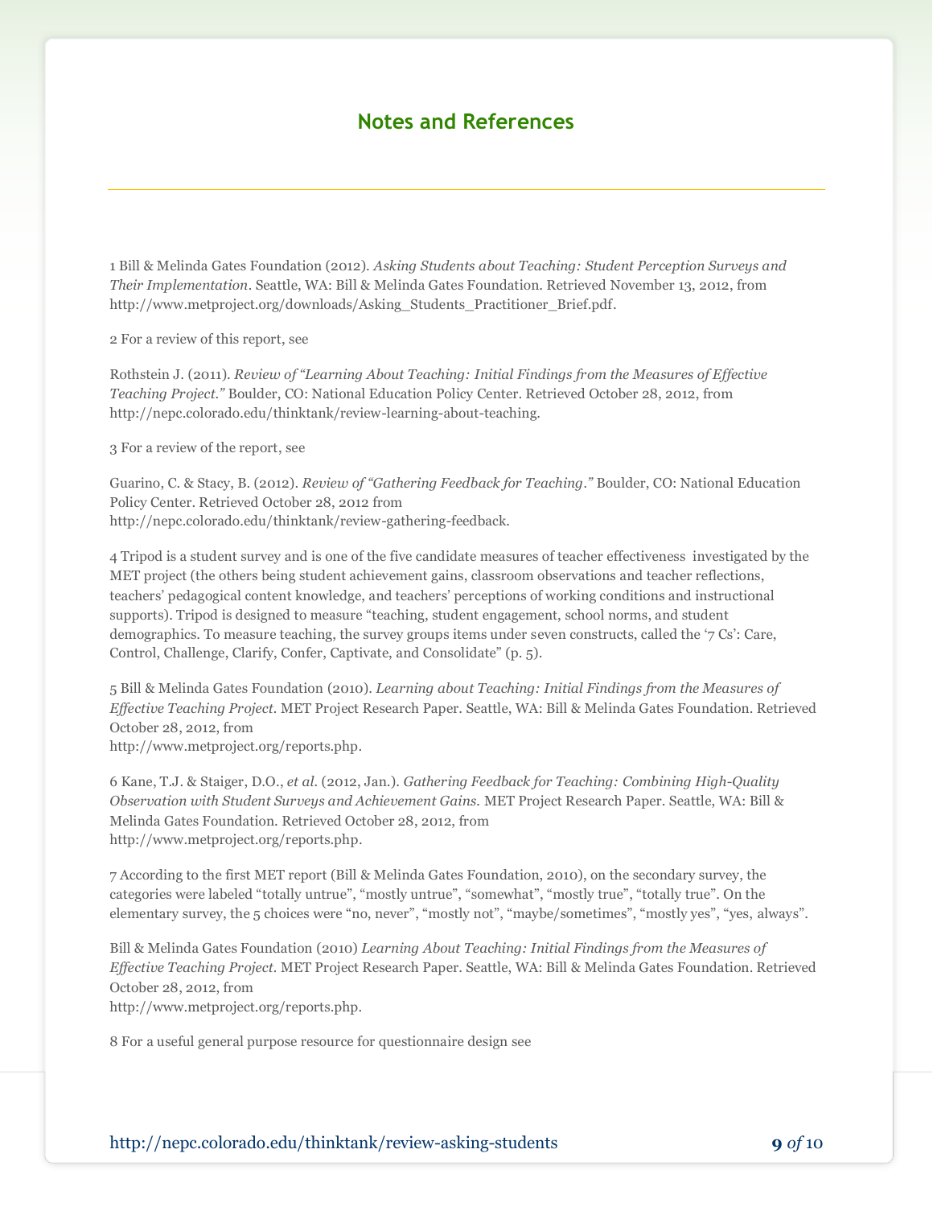## Notes and References

1 Bill & Melinda Gates Foundation (2012). *Asking Students about Teaching: Student Perception Surveys and Their Implementation*. Seattle, WA: Bill & Melinda Gates Foundation. Retrieved November 13, 2012, from http://www.metproject.org/downloads/Asking_Students_Practitioner_Brief.pdf.

2 For a review of this report, see

Rothstein J. (2011). *Review of "Learning About Teaching: Initial Findings from the Measures of Effective Teaching Project."* Boulder, CO: National Education Policy Center. Retrieved October 28, 2012, from http://nepc.colorado.edu/thinktank/review-learning-about-teaching.

3 For a review of the report, see

Guarino, C. & Stacy, B. (2012). *Review of "Gathering Feedback for Teaching."* Boulder, CO: National Education Policy Center. Retrieved October 28, 2012 from http://nepc.colorado.edu/thinktank/review-gathering-feedback.

4 Tripod is a student survey and is one of the five candidate measures of teacher effectiveness investigated by the MET project (the others being student achievement gains, classroom observations and teacher reflections, teachers' pedagogical content knowledge, and teachers' perceptions of working conditions and instructional supports). Tripod is designed to measure "teaching, student engagement, school norms, and student demographics. To measure teaching, the survey groups items under seven constructs, called the '7 Cs': Care, Control, Challenge, Clarify, Confer, Captivate, and Consolidate" (p. 5).

5 Bill & Melinda Gates Foundation (2010). *Learning about Teaching: Initial Findings from the Measures of Effective Teaching Project.* MET Project Research Paper. Seattle, WA: Bill & Melinda Gates Foundation. Retrieved October 28, 2012, from http://www.metproject.org/reports.php.

6 Kane, T.J. & Staiger, D.O., *et al.* (2012, Jan.). *Gathering Feedback for Teaching: Combining High-Quality Observation with Student Surveys and Achievement Gains.* MET Project Research Paper. Seattle, WA: Bill & Melinda Gates Foundation. Retrieved October 28, 2012, from http://www.metproject.org/reports.php.

7 According to the first MET report (Bill & Melinda Gates Foundation, 2010), on the secondary survey, the categories were labeled "totally untrue", "mostly untrue", "somewhat", "mostly true", "totally true". On the elementary survey, the 5 choices were "no, never", "mostly not", "maybe/sometimes", "mostly yes", "yes, always".

Bill & Melinda Gates Foundation (2010) *Learning About Teaching: Initial Findings from the Measures of Effective Teaching Project.* MET Project Research Paper. Seattle, WA: Bill & Melinda Gates Foundation. Retrieved October 28, 2012, from http://www.metproject.org/reports.php.

8 For a useful general purpose resource for questionnaire design see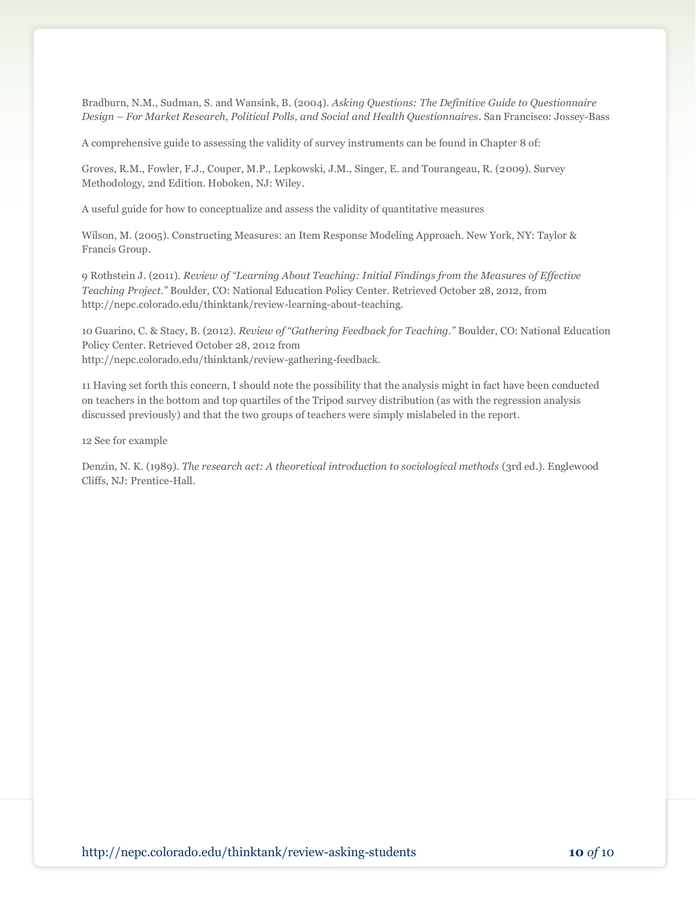Bradburn, N.M., Sudman, S. and Wansink, B. (2004). *Asking Questions: The Definitive Guide to Questionnaire Design – For Market Research, Political Polls, and Social and Health Questionnaires*. San Francisco: Jossey-Bass

A comprehensive guide to assessing the validity of survey instruments can be found in Chapter 8 of:

Groves, R.M., Fowler, F.J., Couper, M.P., Lepkowski, J.M., Singer, E. and Tourangeau, R. (2009). Survey Methodology, 2nd Edition. Hoboken, NJ: Wiley.

A useful guide for how to conceptualize and assess the validity of quantitative measures

Wilson, M. (2005). Constructing Measures: an Item Response Modeling Approach. New York, NY: Taylor & Francis Group.

9 Rothstein J. (2011). *Review of "Learning About Teaching: Initial Findings from the Measures of Effective Teaching Project."* Boulder, CO: National Education Policy Center. Retrieved October 28, 2012, from http://nepc.colorado.edu/thinktank/review-learning-about-teaching.

10 Guarino, C. & Stacy, B. (2012). *Review of "Gathering Feedback for Teaching."* Boulder, CO: National Education Policy Center. Retrieved October 28, 2012 from http://nepc.colorado.edu/thinktank/review-gathering-feedback.

11 Having set forth this concern, I should note the possibility that the analysis might in fact have been conducted on teachers in the bottom and top quartiles of the Tripod survey distribution (as with the regression analysis discussed previously) and that the two groups of teachers were simply mislabeled in the report.

12 See for example

Denzin, N. K. (1989). *The research act: A theoretical introduction to sociological methods* (3rd ed.). Englewood Cliffs, NJ: Prentice-Hall.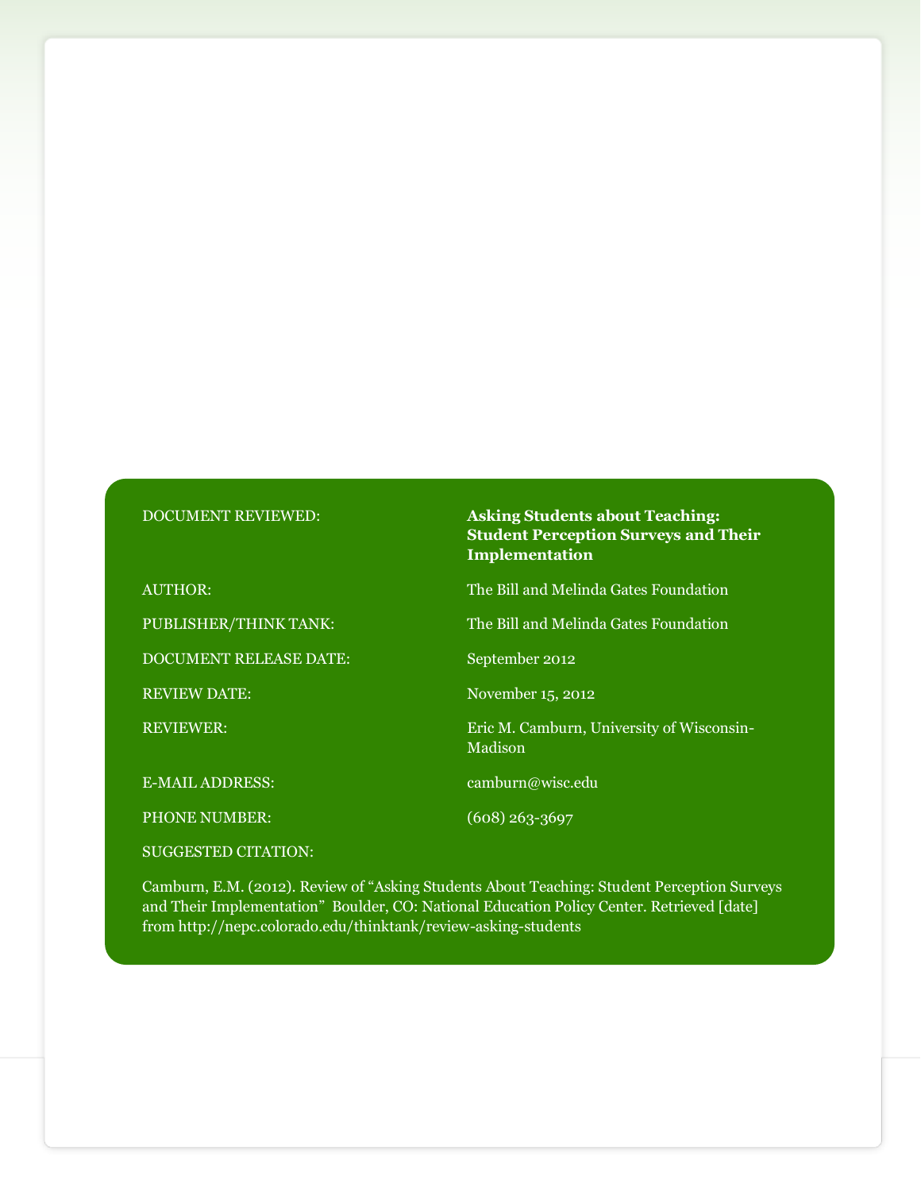| | |
|---|---|
| DOCUMENT REVIEWED: | **Asking Students about Teaching: Student Perception Surveys and Their Implementation** |
| AUTHOR: | The Bill and Melinda Gates Foundation |
| PUBLISHER/THINK TANK: | The Bill and Melinda Gates Foundation |
| DOCUMENT RELEASE DATE: | September 2012 |
| REVIEW DATE: | November 15, 2012 |
| REVIEWER: | Eric M. Camburn, University of Wisconsin-Madison |
| E-MAIL ADDRESS: | camburn@wisc.edu |
| PHONE NUMBER: | (608) 263-3697 |

SUGGESTED CITATION:

Camburn, E.M. (2012). Review of "Asking Students About Teaching: Student Perception Surveys and Their Implementation" Boulder, CO: National Education Policy Center. Retrieved [date] from http://nepc.colorado.edu/thinktank/review-asking-students